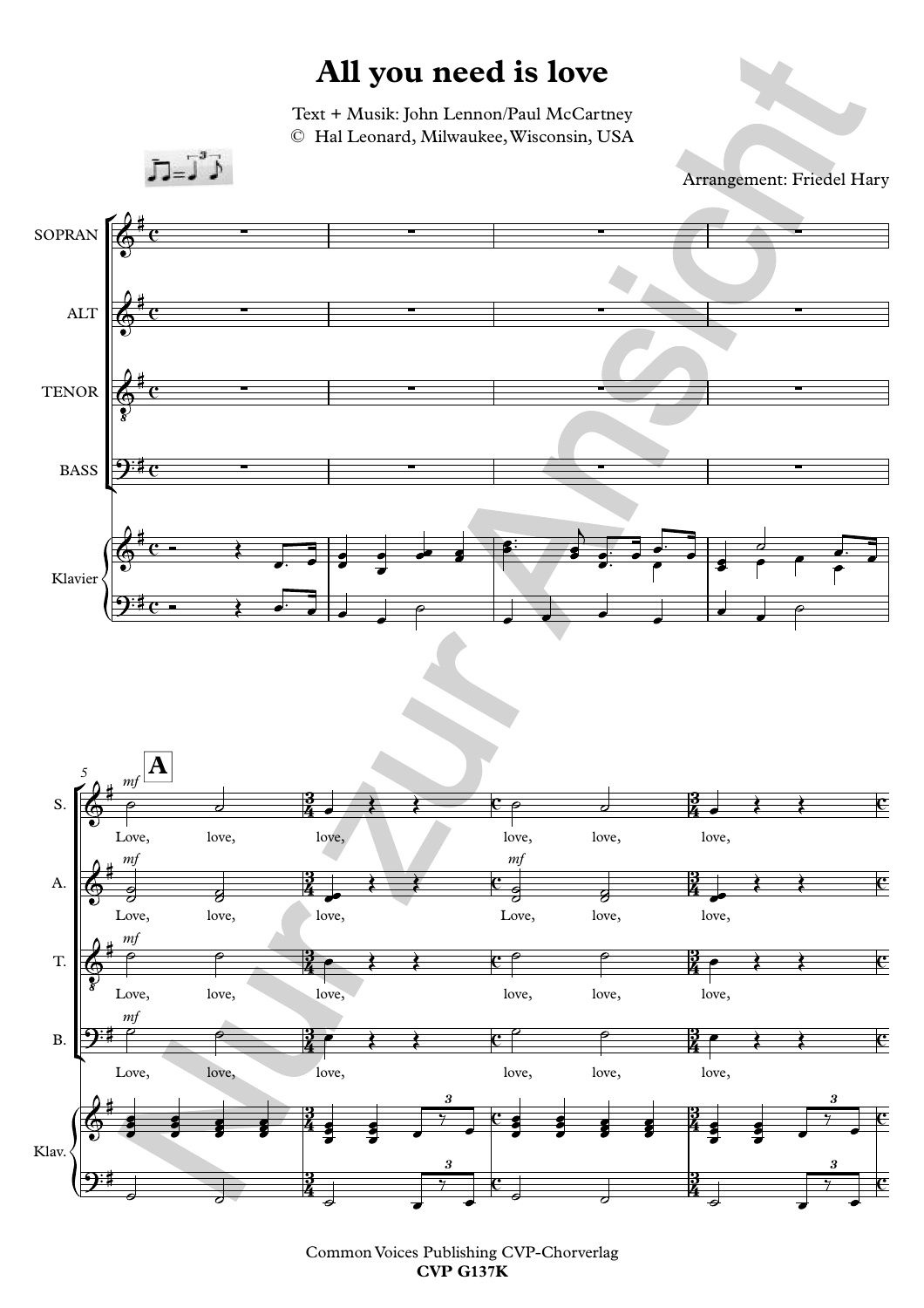# All you need is love

Text + Musik: John Lennon/Paul McCartney
© Hal Leonard, Milwaukee, Wisconsin, USA

Arrangement: Friedel Hary

Common Voices Publishing CVP-Chorverlag
**CVP G137K**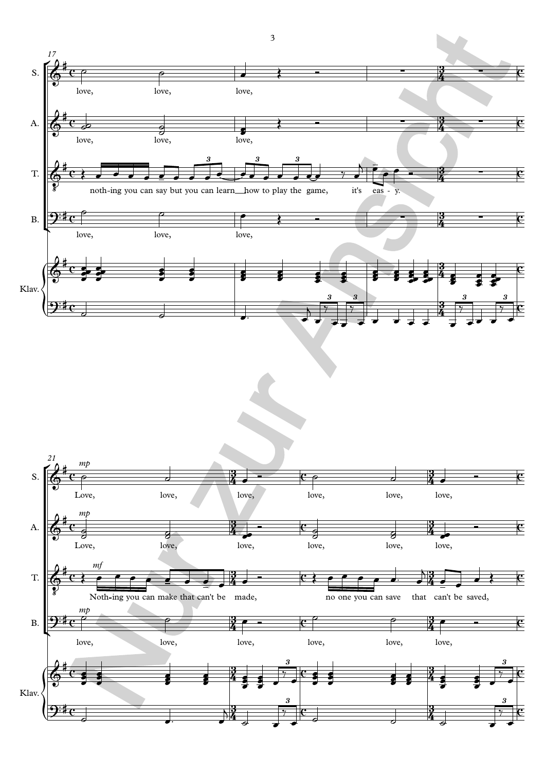17

S. love, love, love,

A. love, love, love,

T. noth-ing you can say but you can learn how to play the game, it's eas - y.

B. love, love, love,

Klav.

21

S. *mp* Love, love, love, love, love, love,

A. *mp* Love, love, love, love, love, love,

T. *mf* Noth-ing you can make that can't be made, no one you can save that can't be saved,

B. *mp* love, love, love, love, love, love,

Klav.

Nur zur Ansicht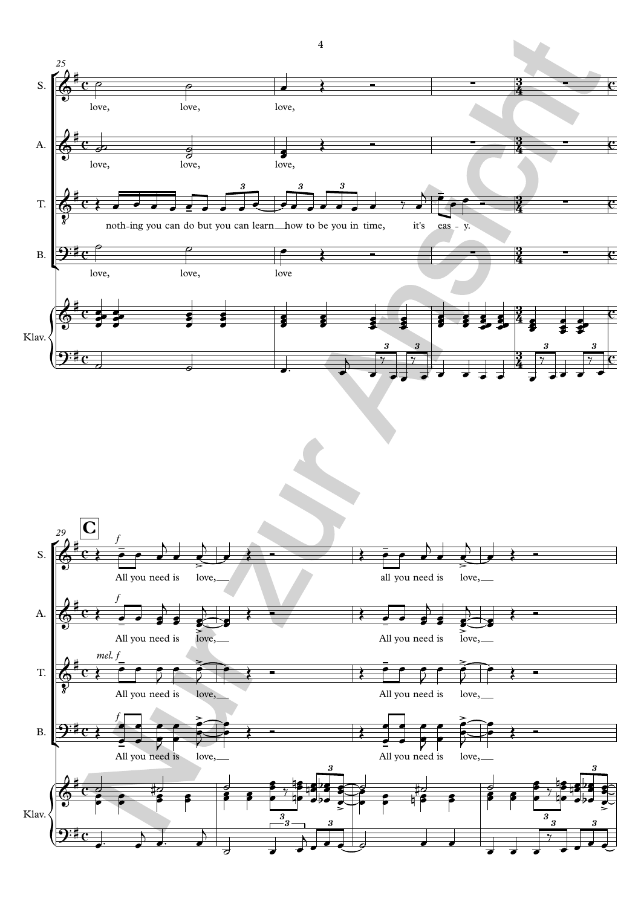25

S. love, love, love,

A. love, love, love,

T. noth-ing you can do but you can learn how to be you in time, it's eas - y.

B. love, love, love

Klav.

29 **C**

S. *f* All you need is love, all you need is love,

A. *f* All you need is love, All you need is love,

T. *mel. f* All you need is love, All you need is love,

B. *f* All you need is love, All you need is love,

Klav.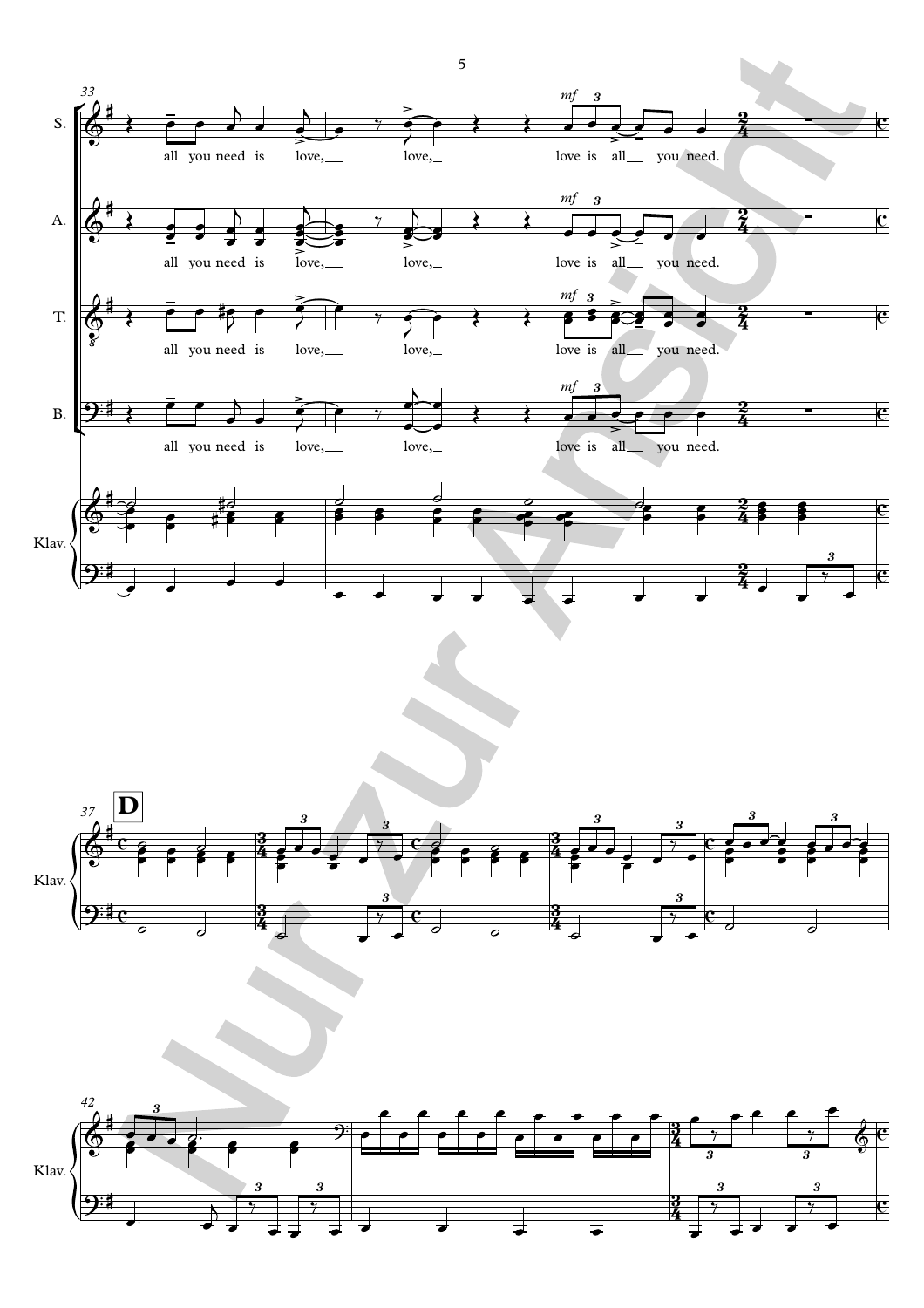S. all you need is love, love, love is all you need.

A. all you need is love, love, love is all you need.

T. all you need is love, love, love is all you need.

B. all you need is love, love, love is all you need.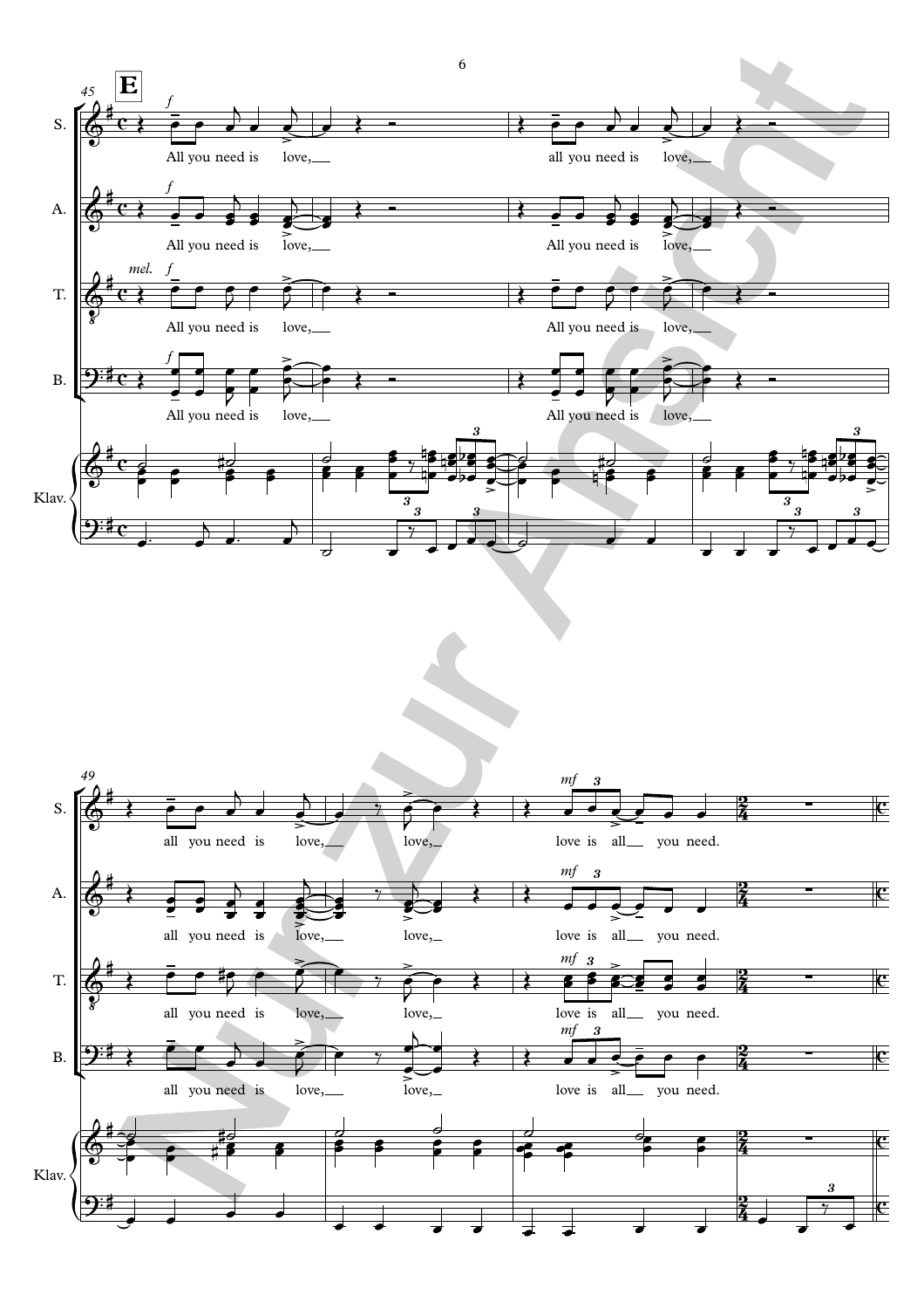**E**

45

S. — *f* All you need is love, all you need is love,

A. — *f* All you need is love, All you need is love,

T. — *mel.* *f* All you need is love, All you need is love,

B. — *f* All you need is love, All you need is love,

Klav.

49

S. — all you need is love, love, *mf* love is all you need.

A. — all you need is love, love, *mf* love is all you need.

T. — all you need is love, love, *mf* love is all you need.

B. — all you need is love, love, *mf* love is all you need.

Klav.

Nur zur Ansicht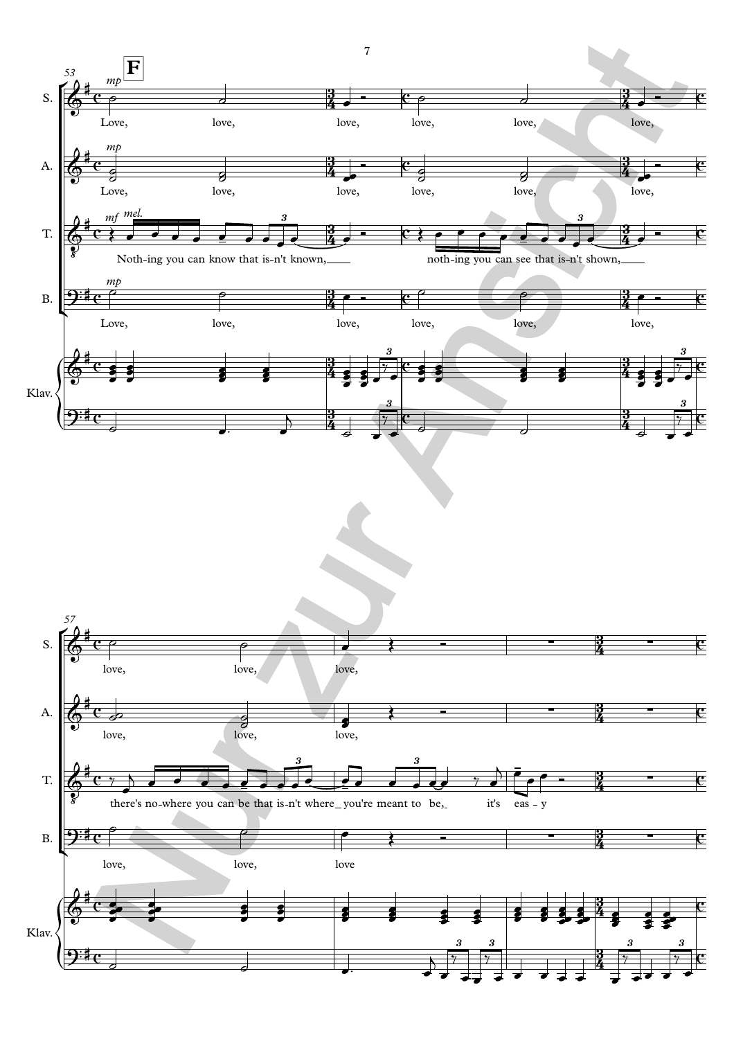53 **F**

S. *mp* Love, love, love, love, love, love,

A. *mp* Love, love, love, love, love, love,

T. *mf* *mel.* Noth-ing you can know that is-n't known, noth-ing you can see that is-n't shown,

B. *mp* Love, love, love, love, love, love,

Klav.

57

S. love, love, love,

A. love, love, love,

T. there's no-where you can be that is-n't where you're meant to be, it's eas - y

B. love, love, love

Klav.